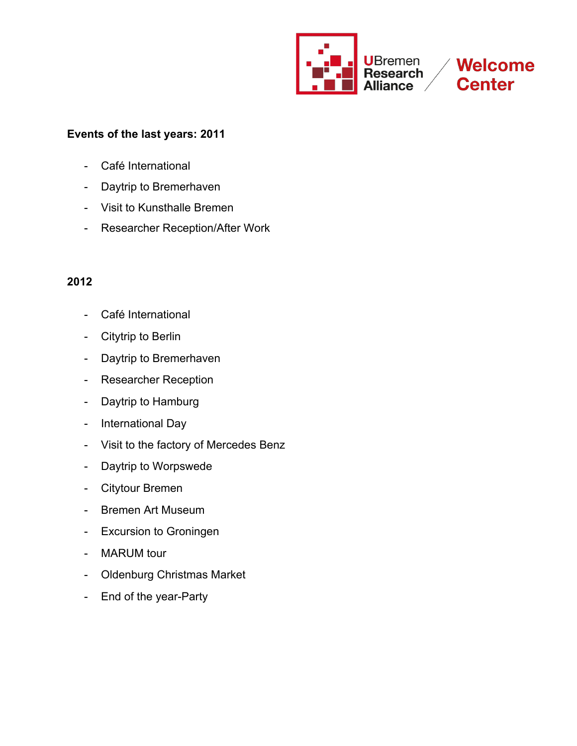**Events of the last years: 2011**

- Café International
- Daytrip to Bremerhaven
- Visit to Kunsthalle Bremen
- Researcher Reception/After Work

**2012**

- Café International
- Citytrip to Berlin
- Daytrip to Bremerhaven
- Researcher Reception
- Daytrip to Hamburg
- International Day
- Visit to the factory of Mercedes Benz
- Daytrip to Worpswede
- Citytour Bremen
- Bremen Art Museum
- Excursion to Groningen
- MARUM tour
- Oldenburg Christmas Market
- End of the year-Party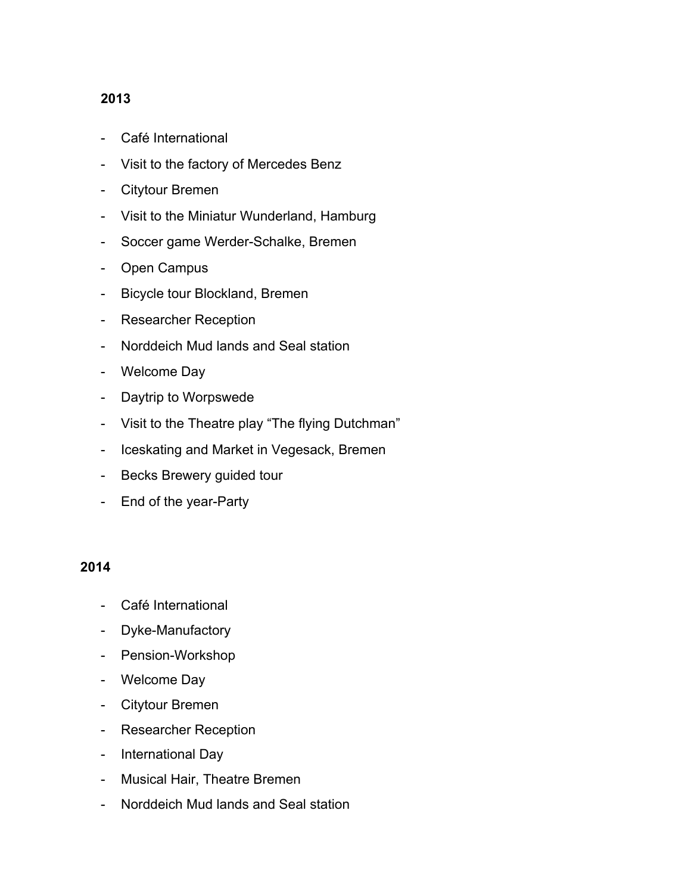**2013**

- Café International
- Visit to the factory of Mercedes Benz
- Citytour Bremen
- Visit to the Miniatur Wunderland, Hamburg
- Soccer game Werder-Schalke, Bremen
- Open Campus
- Bicycle tour Blockland, Bremen
- Researcher Reception
- Norddeich Mud lands and Seal station
- Welcome Day
- Daytrip to Worpswede
- Visit to the Theatre play “The flying Dutchman”
- Iceskating and Market in Vegesack, Bremen
- Becks Brewery guided tour
- End of the year-Party

**2014**

- Café International
- Dyke-Manufactory
- Pension-Workshop
- Welcome Day
- Citytour Bremen
- Researcher Reception
- International Day
- Musical Hair, Theatre Bremen
- Norddeich Mud lands and Seal station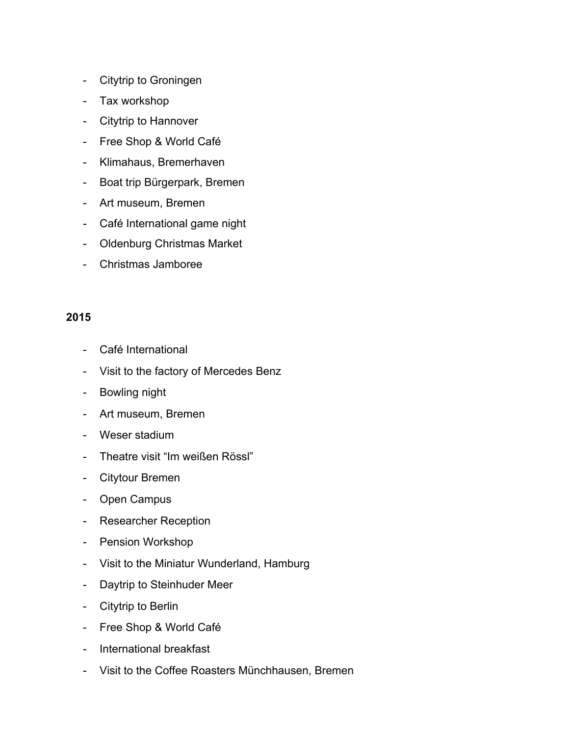- Citytrip to Groningen
- Tax workshop
- Citytrip to Hannover
- Free Shop & World Café
- Klimahaus, Bremerhaven
- Boat trip Bürgerpark, Bremen
- Art museum, Bremen
- Café International game night
- Oldenburg Christmas Market
- Christmas Jamboree

**2015**

- Café International
- Visit to the factory of Mercedes Benz
- Bowling night
- Art museum, Bremen
- Weser stadium
- Theatre visit "Im weißen Rössl"
- Citytour Bremen
- Open Campus
- Researcher Reception
- Pension Workshop
- Visit to the Miniatur Wunderland, Hamburg
- Daytrip to Steinhuder Meer
- Citytrip to Berlin
- Free Shop & World Café
- International breakfast
- Visit to the Coffee Roasters Münchhausen, Bremen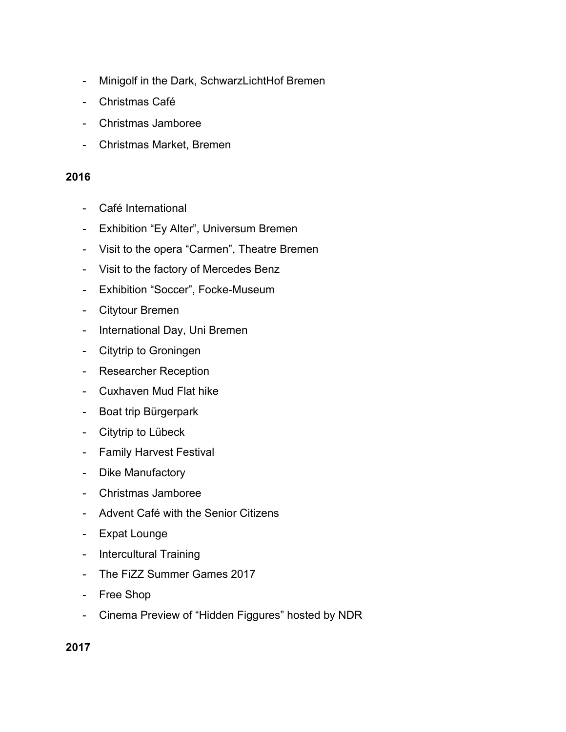- Minigolf in the Dark, SchwarzLichtHof Bremen
- Christmas Café
- Christmas Jamboree
- Christmas Market, Bremen

**2016**

- Café International
- Exhibition “Ey Alter”, Universum Bremen
- Visit to the opera “Carmen”, Theatre Bremen
- Visit to the factory of Mercedes Benz
- Exhibition “Soccer”, Focke-Museum
- Citytour Bremen
- International Day, Uni Bremen
- Citytrip to Groningen
- Researcher Reception
- Cuxhaven Mud Flat hike
- Boat trip Bürgerpark
- Citytrip to Lübeck
- Family Harvest Festival
- Dike Manufactory
- Christmas Jamboree
- Advent Café with the Senior Citizens
- Expat Lounge
- Intercultural Training
- The FiZZ Summer Games 2017
- Free Shop
- Cinema Preview of “Hidden Figgures” hosted by NDR

**2017**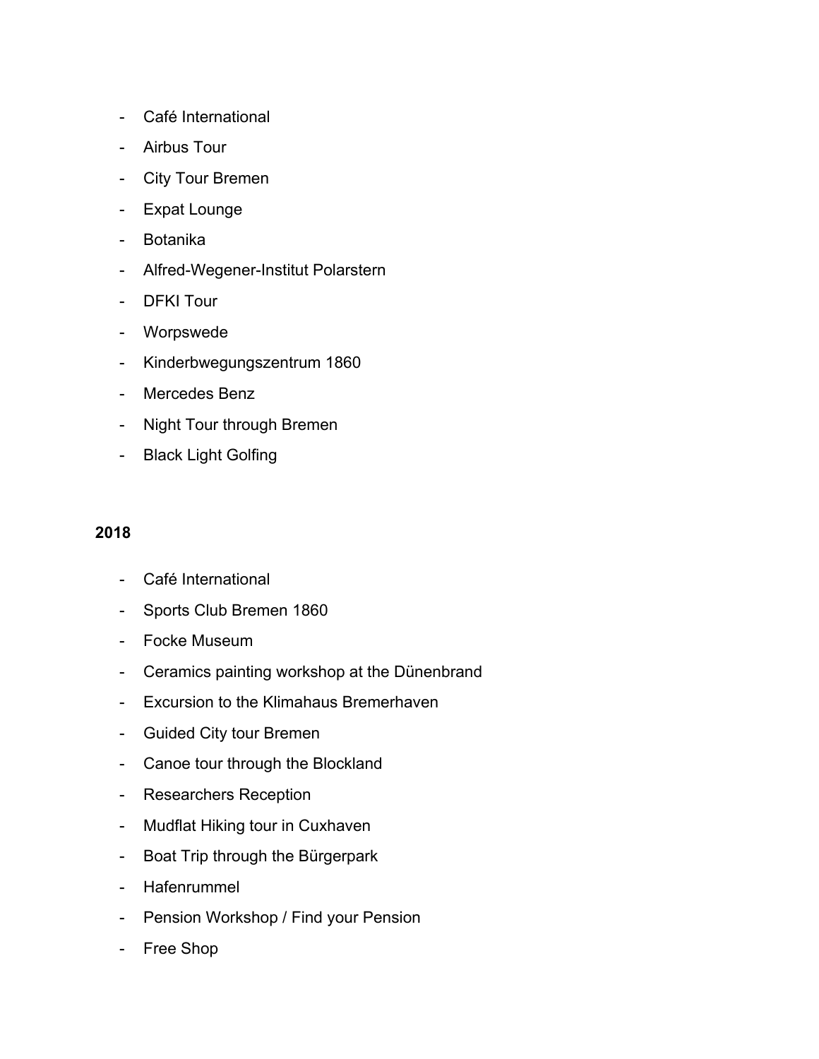- Café International
- Airbus Tour
- City Tour Bremen
- Expat Lounge
- Botanika
- Alfred-Wegener-Institut Polarstern
- DFKI Tour
- Worpswede
- Kinderbwegungszentrum 1860
- Mercedes Benz
- Night Tour through Bremen
- Black Light Golfing

**2018**

- Café International
- Sports Club Bremen 1860
- Focke Museum
- Ceramics painting workshop at the Dünenbrand
- Excursion to the Klimahaus Bremerhaven
- Guided City tour Bremen
- Canoe tour through the Blockland
- Researchers Reception
- Mudflat Hiking tour in Cuxhaven
- Boat Trip through the Bürgerpark
- Hafenrummel
- Pension Workshop / Find your Pension
- Free Shop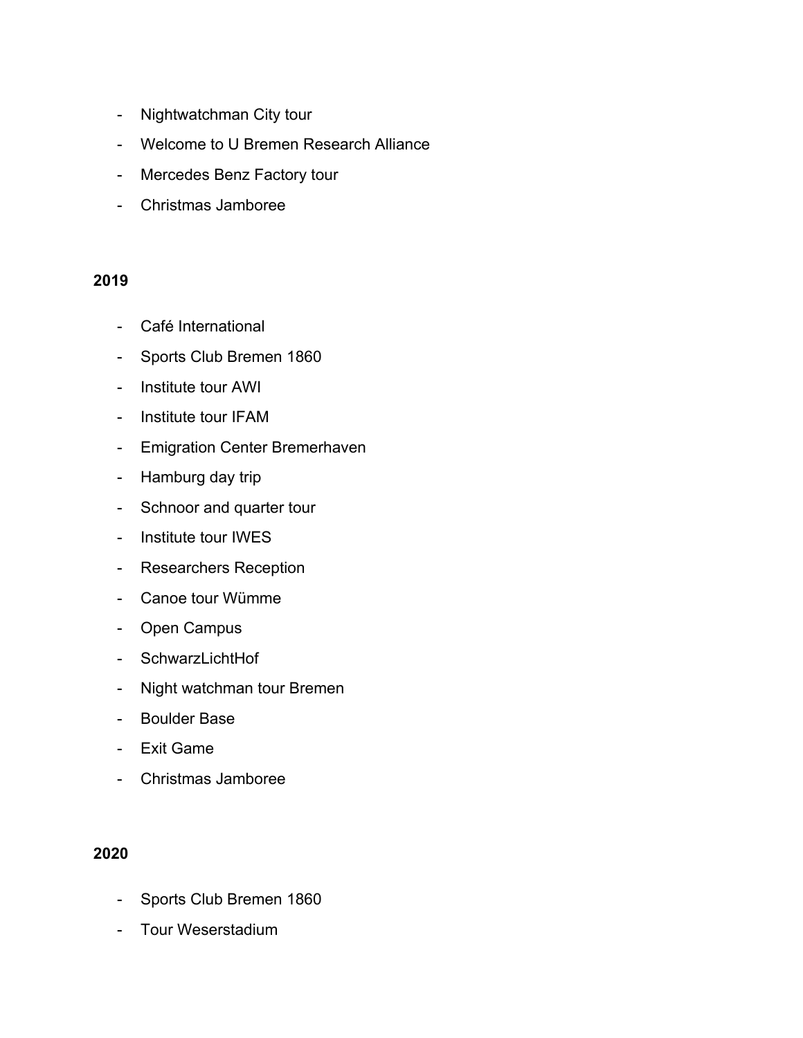- Nightwatchman City tour
- Welcome to U Bremen Research Alliance
- Mercedes Benz Factory tour
- Christmas Jamboree

**2019**

- Café International
- Sports Club Bremen 1860
- Institute tour AWI
- Institute tour IFAM
- Emigration Center Bremerhaven
- Hamburg day trip
- Schnoor and quarter tour
- Institute tour IWES
- Researchers Reception
- Canoe tour Wümme
- Open Campus
- SchwarzLichtHof
- Night watchman tour Bremen
- Boulder Base
- Exit Game
- Christmas Jamboree

**2020**

- Sports Club Bremen 1860
- Tour Weserstadium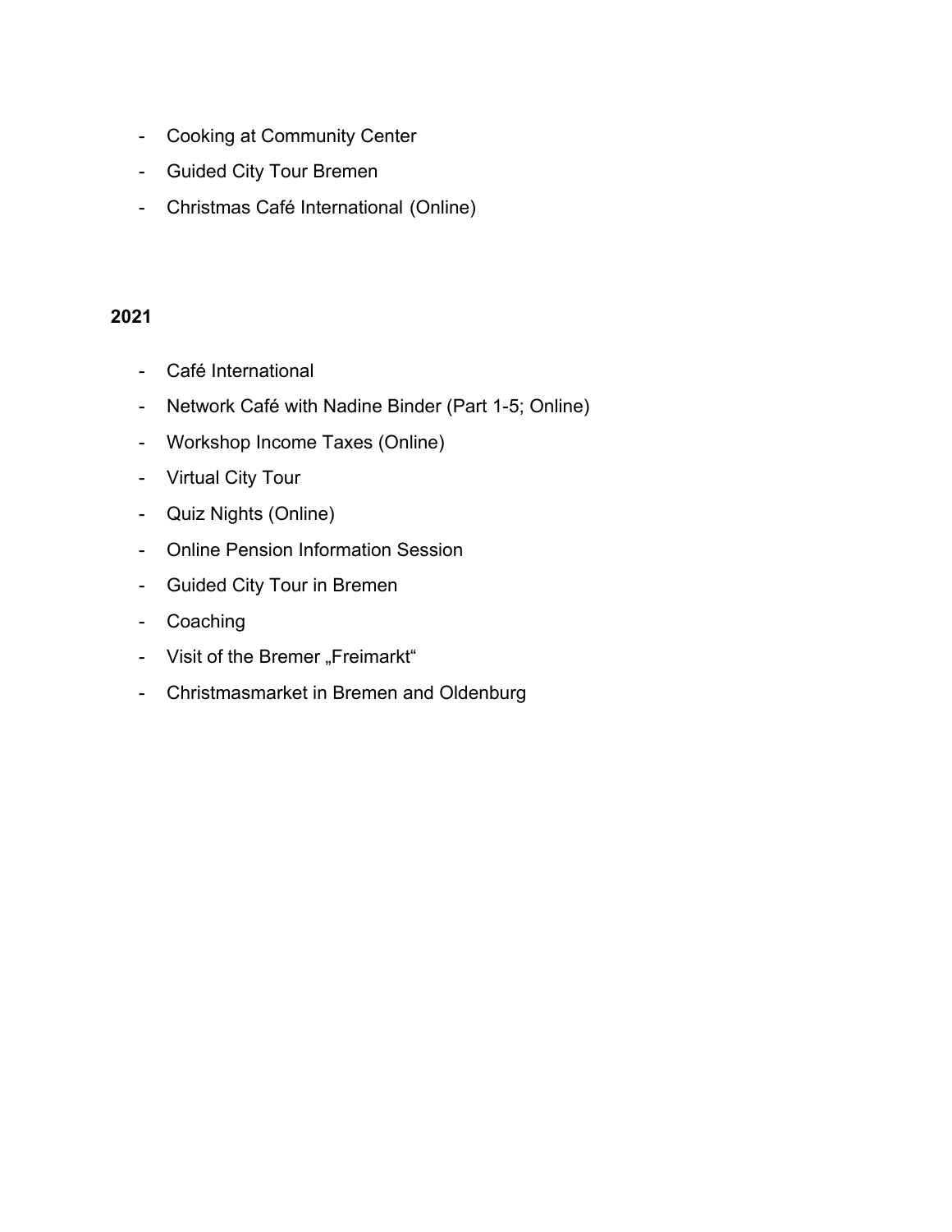- Cooking at Community Center
- Guided City Tour Bremen
- Christmas Café International (Online)

**2021**

- Café International
- Network Café with Nadine Binder (Part 1-5; Online)
- Workshop Income Taxes (Online)
- Virtual City Tour
- Quiz Nights (Online)
- Online Pension Information Session
- Guided City Tour in Bremen
- Coaching
- Visit of the Bremer „Freimarkt"
- Christmasmarket in Bremen and Oldenburg